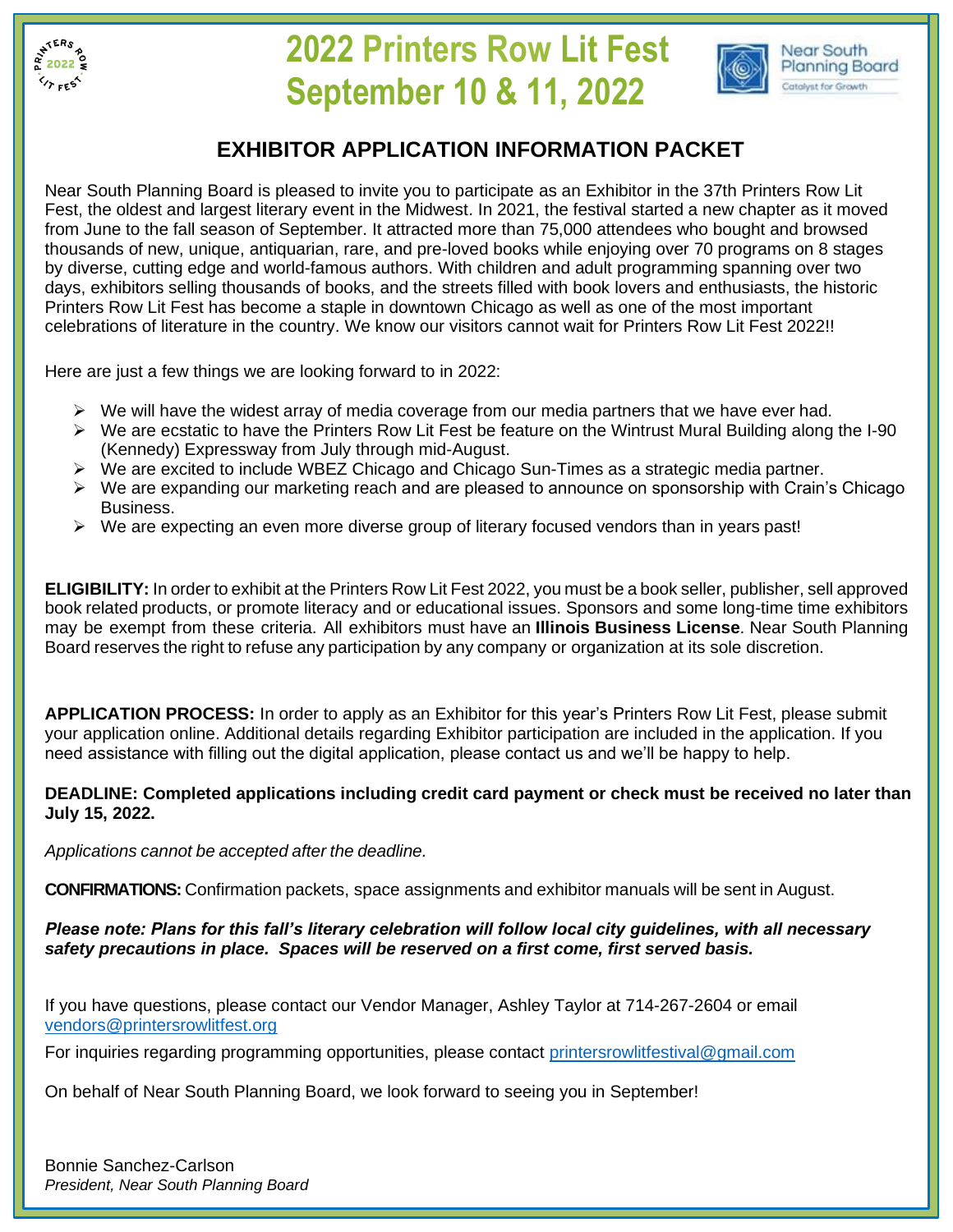# 2022 Printers Row Lit Fest
# September 10 & 11, 2022

## EXHIBITOR APPLICATION INFORMATION PACKET

Near South Planning Board is pleased to invite you to participate as an Exhibitor in the 37th Printers Row Lit Fest, the oldest and largest literary event in the Midwest. In 2021, the festival started a new chapter as it moved from June to the fall season of September. It attracted more than 75,000 attendees who bought and browsed thousands of new, unique, antiquarian, rare, and pre-loved books while enjoying over 70 programs on 8 stages by diverse, cutting edge and world-famous authors. With children and adult programming spanning over two days, exhibitors selling thousands of books, and the streets filled with book lovers and enthusiasts, the historic Printers Row Lit Fest has become a staple in downtown Chicago as well as one of the most important celebrations of literature in the country. We know our visitors cannot wait for Printers Row Lit Fest 2022!!

Here are just a few things we are looking forward to in 2022:

- We will have the widest array of media coverage from our media partners that we have ever had.
- We are ecstatic to have the Printers Row Lit Fest be feature on the Wintrust Mural Building along the I-90 (Kennedy) Expressway from July through mid-August.
- We are excited to include WBEZ Chicago and Chicago Sun-Times as a strategic media partner.
- We are expanding our marketing reach and are pleased to announce on sponsorship with Crain's Chicago Business.
- We are expecting an even more diverse group of literary focused vendors than in years past!

**ELIGIBILITY:** In order to exhibit at the Printers Row Lit Fest 2022, you must be a book seller, publisher, sell approved book related products, or promote literacy and or educational issues. Sponsors and some long-time time exhibitors may be exempt from these criteria. All exhibitors must have an **Illinois Business License**. Near South Planning Board reserves the right to refuse any participation by any company or organization at its sole discretion.

**APPLICATION PROCESS:** In order to apply as an Exhibitor for this year's Printers Row Lit Fest, please submit your application online. Additional details regarding Exhibitor participation are included in the application. If you need assistance with filling out the digital application, please contact us and we'll be happy to help.

**DEADLINE: Completed applications including credit card payment or check must be received no later than July 15, 2022.**

*Applications cannot be accepted after the deadline.*

**CONFIRMATIONS:** Confirmation packets, space assignments and exhibitor manuals will be sent in August.

***Please note: Plans for this fall's literary celebration will follow local city guidelines, with all necessary safety precautions in place. Spaces will be reserved on a first come, first served basis.***

If you have questions, please contact our Vendor Manager, Ashley Taylor at 714-267-2604 or email vendors@printersrowlitfest.org

For inquiries regarding programming opportunities, please contact printersrowlitfestival@gmail.com

On behalf of Near South Planning Board, we look forward to seeing you in September!

Bonnie Sanchez-Carlson
*President, Near South Planning Board*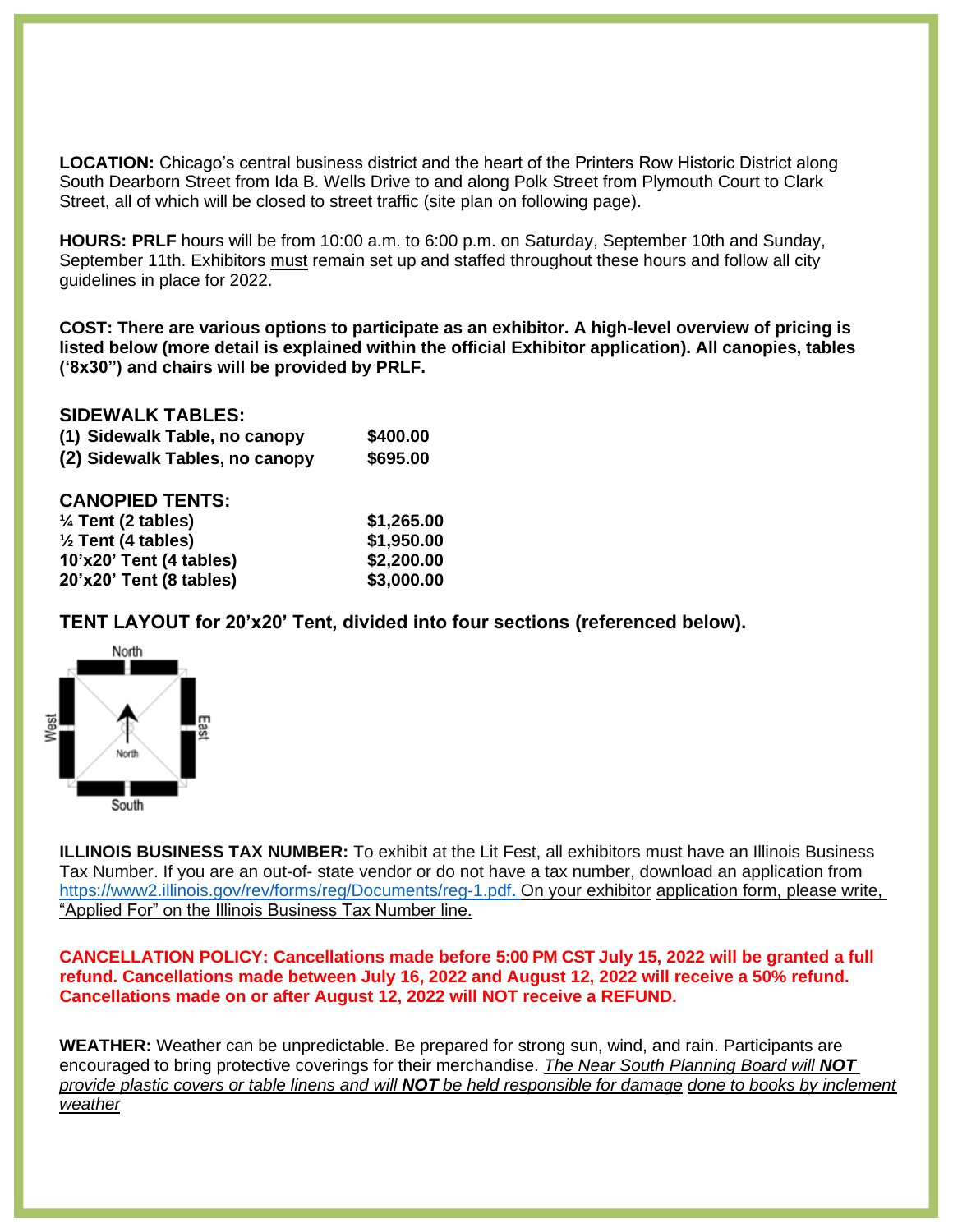**LOCATION:** Chicago's central business district and the heart of the Printers Row Historic District along South Dearborn Street from Ida B. Wells Drive to and along Polk Street from Plymouth Court to Clark Street, all of which will be closed to street traffic (site plan on following page).

**HOURS: PRLF** hours will be from 10:00 a.m. to 6:00 p.m. on Saturday, September 10th and Sunday, September 11th. Exhibitors must remain set up and staffed throughout these hours and follow all city guidelines in place for 2022.

**COST: There are various options to participate as an exhibitor. A high-level overview of pricing is listed below (more detail is explained within the official Exhibitor application). All canopies, tables ('8x30") and chairs will be provided by PRLF.**

**SIDEWALK TABLES:**

| | |
|---|---|
| **(1) Sidewalk Table, no canopy** | **$400.00** |
| **(2) Sidewalk Tables, no canopy** | **$695.00** |

**CANOPIED TENTS:**

| | |
|---|---|
| **¼ Tent (2 tables)** | **$1,265.00** |
| **½ Tent (4 tables)** | **$1,950.00** |
| **10'x20' Tent (4 tables)** | **$2,200.00** |
| **20'x20' Tent (8 tables)** | **$3,000.00** |

**TENT LAYOUT for 20'x20' Tent, divided into four sections (referenced below).**

North
West
East
North
South

**ILLINOIS BUSINESS TAX NUMBER:** To exhibit at the Lit Fest, all exhibitors must have an Illinois Business Tax Number. If you are an out-of- state vendor or do not have a tax number, download an application from https://www2.illinois.gov/rev/forms/reg/Documents/reg-1.pdf. On your exhibitor application form, please write, "Applied For" on the Illinois Business Tax Number line.

**CANCELLATION POLICY: Cancellations made before 5:00 PM CST July 15, 2022 will be granted a full refund. Cancellations made between July 16, 2022 and August 12, 2022 will receive a 50% refund. Cancellations made on or after August 12, 2022 will NOT receive a REFUND.**

**WEATHER:** Weather can be unpredictable. Be prepared for strong sun, wind, and rain. Participants are encouraged to bring protective coverings for their merchandise. *The Near South Planning Board will **NOT** provide plastic covers or table linens and will **NOT** be held responsible for damage done to books by inclement weather*